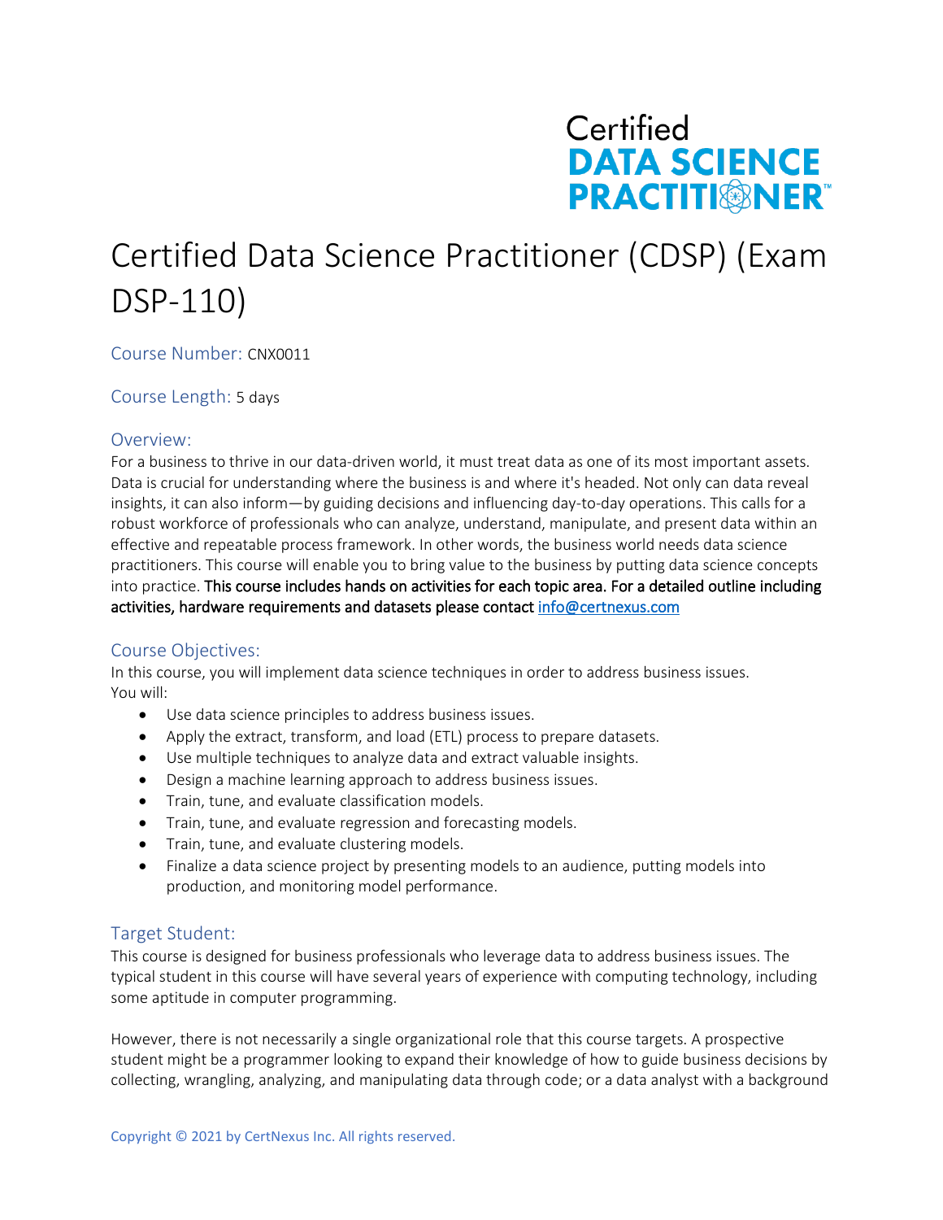Certified
DATA SCIENCE
PRACTITIONER™

# Certified Data Science Practitioner (CDSP) (Exam DSP-110)

**Course Number:** CNX0011

**Course Length:** 5 days

## Overview:

For a business to thrive in our data-driven world, it must treat data as one of its most important assets. Data is crucial for understanding where the business is and where it's headed. Not only can data reveal insights, it can also inform—by guiding decisions and influencing day-to-day operations. This calls for a robust workforce of professionals who can analyze, understand, manipulate, and present data within an effective and repeatable process framework. In other words, the business world needs data science practitioners. This course will enable you to bring value to the business by putting data science concepts into practice. **This course includes hands on activities for each topic area. For a detailed outline including activities, hardware requirements and datasets please contact info@certnexus.com**

## Course Objectives:

In this course, you will implement data science techniques in order to address business issues. You will:

- Use data science principles to address business issues.
- Apply the extract, transform, and load (ETL) process to prepare datasets.
- Use multiple techniques to analyze data and extract valuable insights.
- Design a machine learning approach to address business issues.
- Train, tune, and evaluate classification models.
- Train, tune, and evaluate regression and forecasting models.
- Train, tune, and evaluate clustering models.
- Finalize a data science project by presenting models to an audience, putting models into production, and monitoring model performance.

## Target Student:

This course is designed for business professionals who leverage data to address business issues. The typical student in this course will have several years of experience with computing technology, including some aptitude in computer programming.

However, there is not necessarily a single organizational role that this course targets. A prospective student might be a programmer looking to expand their knowledge of how to guide business decisions by collecting, wrangling, analyzing, and manipulating data through code; or a data analyst with a background

Copyright © 2021 by CertNexus Inc. All rights reserved.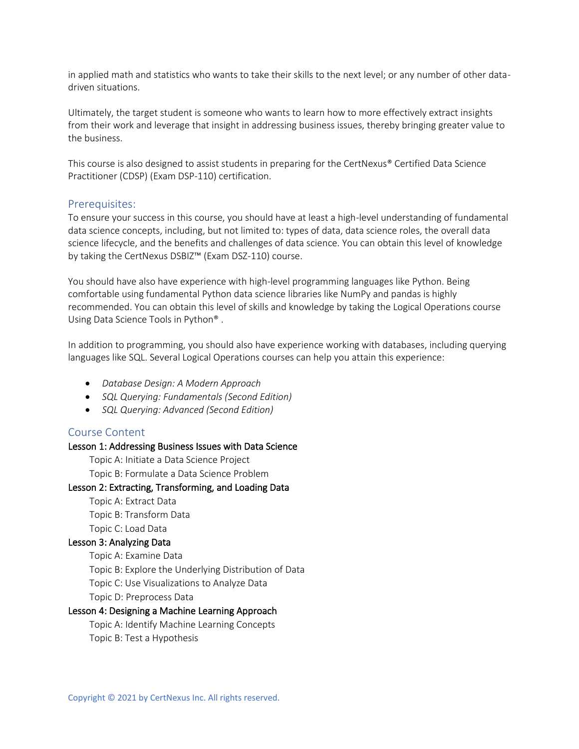in applied math and statistics who wants to take their skills to the next level; or any number of other data-driven situations.

Ultimately, the target student is someone who wants to learn how to more effectively extract insights from their work and leverage that insight in addressing business issues, thereby bringing greater value to the business.

This course is also designed to assist students in preparing for the CertNexus® Certified Data Science Practitioner (CDSP) (Exam DSP-110) certification.

## Prerequisites:

To ensure your success in this course, you should have at least a high-level understanding of fundamental data science concepts, including, but not limited to: types of data, data science roles, the overall data science lifecycle, and the benefits and challenges of data science. You can obtain this level of knowledge by taking the CertNexus DSBIZ™ (Exam DSZ-110) course.

You should have also have experience with high-level programming languages like Python. Being comfortable using fundamental Python data science libraries like NumPy and pandas is highly recommended. You can obtain this level of skills and knowledge by taking the Logical Operations course Using Data Science Tools in Python® .

In addition to programming, you should also have experience working with databases, including querying languages like SQL. Several Logical Operations courses can help you attain this experience:

- *Database Design: A Modern Approach*
- *SQL Querying: Fundamentals (Second Edition)*
- *SQL Querying: Advanced (Second Edition)*

## Course Content

### Lesson 1: Addressing Business Issues with Data Science

- Topic A: Initiate a Data Science Project
- Topic B: Formulate a Data Science Problem

### Lesson 2: Extracting, Transforming, and Loading Data

- Topic A: Extract Data
- Topic B: Transform Data
- Topic C: Load Data

### Lesson 3: Analyzing Data

- Topic A: Examine Data
- Topic B: Explore the Underlying Distribution of Data
- Topic C: Use Visualizations to Analyze Data
- Topic D: Preprocess Data

### Lesson 4: Designing a Machine Learning Approach

- Topic A: Identify Machine Learning Concepts
- Topic B: Test a Hypothesis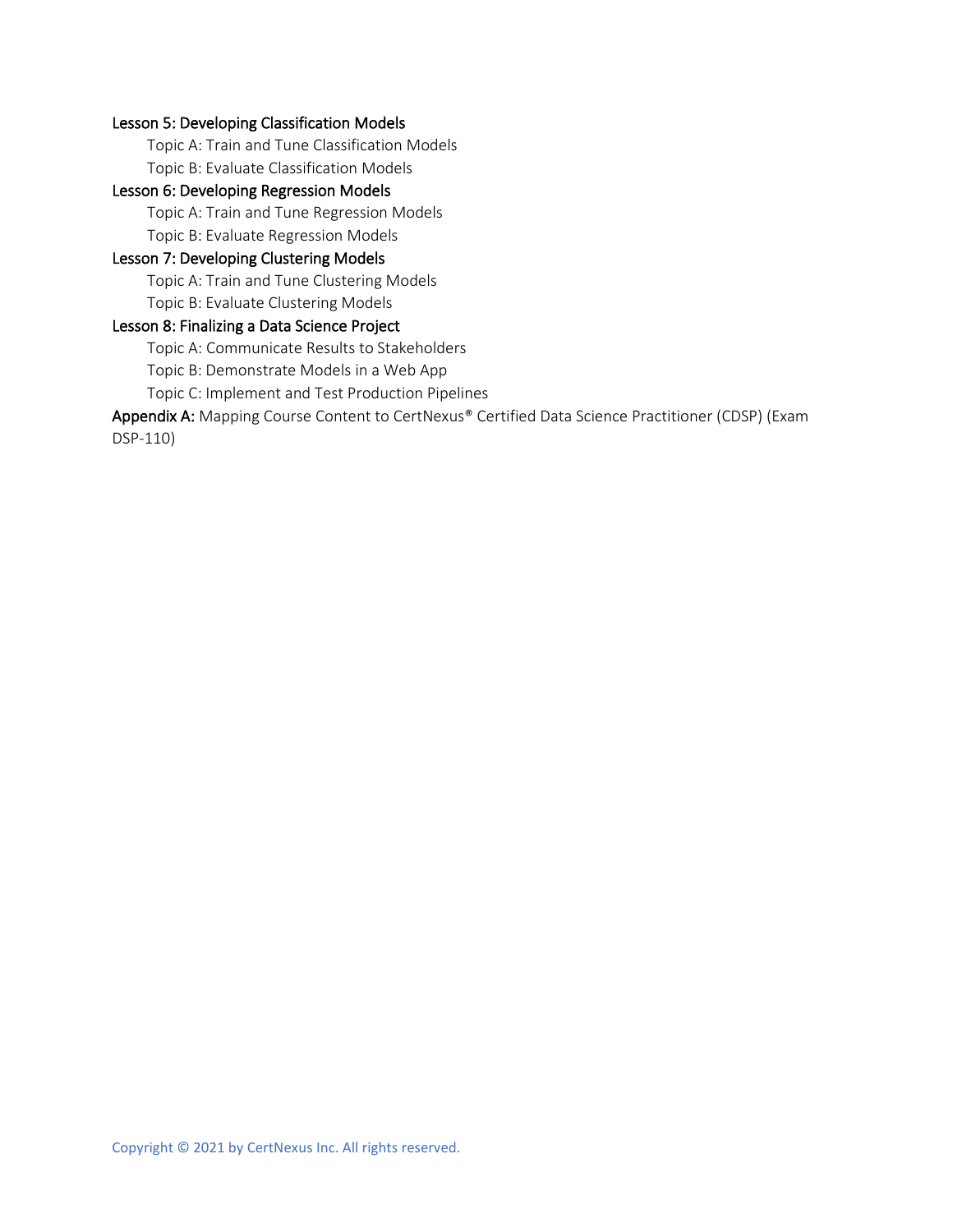Lesson 5: Developing Classification Models

- Topic A: Train and Tune Classification Models
- Topic B: Evaluate Classification Models

Lesson 6: Developing Regression Models

- Topic A: Train and Tune Regression Models
- Topic B: Evaluate Regression Models

Lesson 7: Developing Clustering Models

- Topic A: Train and Tune Clustering Models
- Topic B: Evaluate Clustering Models

Lesson 8: Finalizing a Data Science Project

- Topic A: Communicate Results to Stakeholders
- Topic B: Demonstrate Models in a Web App
- Topic C: Implement and Test Production Pipelines

**Appendix A:** Mapping Course Content to CertNexus® Certified Data Science Practitioner (CDSP) (Exam DSP-110)

Copyright © 2021 by CertNexus Inc. All rights reserved.